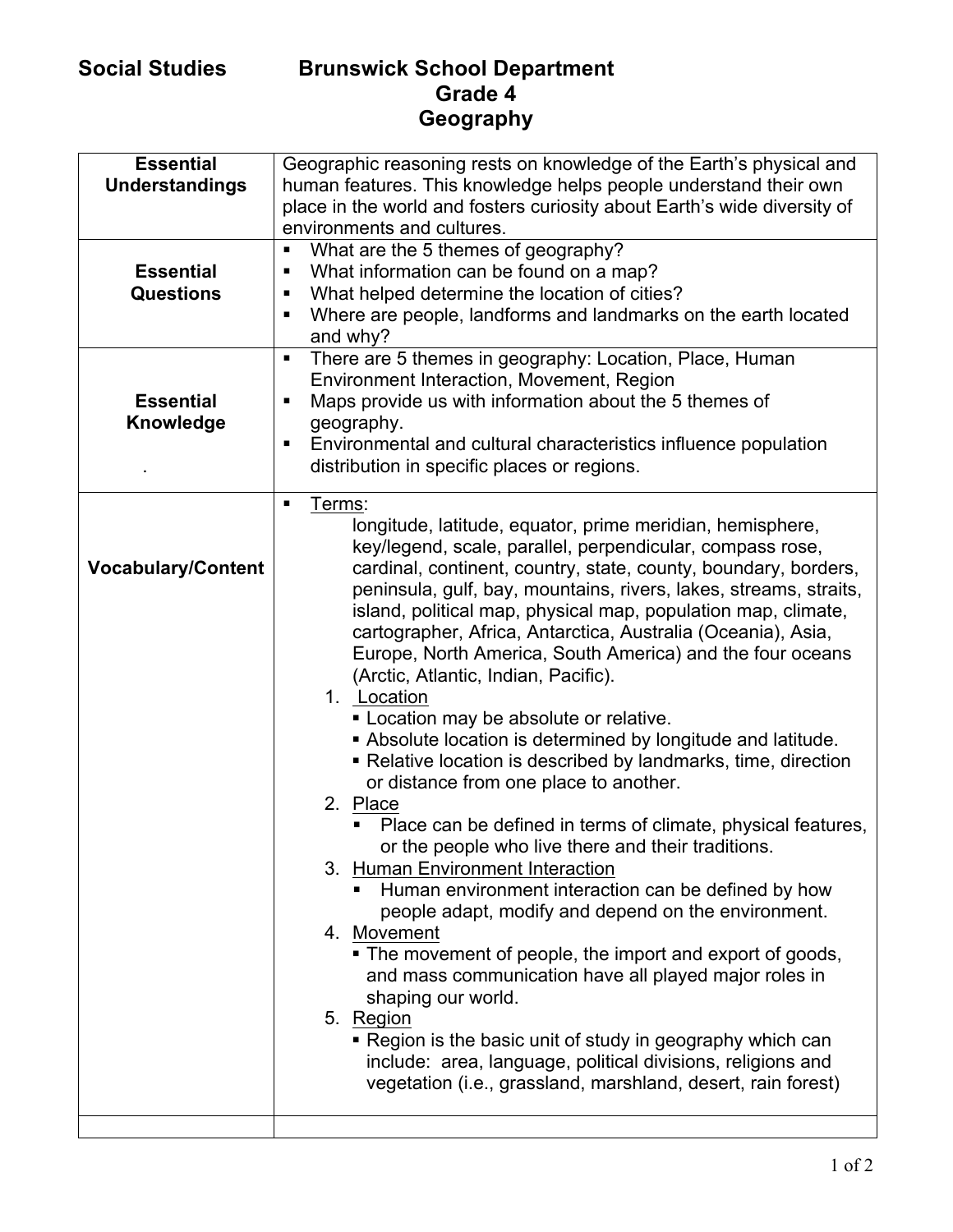# Social Studies — Brunswick School Department

## Grade 4

## Geography

| | |
|---|---|
| **Essential Understandings** | Geographic reasoning rests on knowledge of the Earth's physical and human features. This knowledge helps people understand their own place in the world and fosters curiosity about Earth's wide diversity of environments and cultures. |
| **Essential Questions** | ▪ What are the 5 themes of geography?<br>▪ What information can be found on a map?<br>▪ What helped determine the location of cities?<br>▪ Where are people, landforms and landmarks on the earth located and why? |
| **Essential Knowledge**<br>. | ▪ There are 5 themes in geography: Location, Place, Human Environment Interaction, Movement, Region<br>▪ Maps provide us with information about the 5 themes of geography.<br>▪ Environmental and cultural characteristics influence population distribution in specific places or regions. |
| **Vocabulary/Content** | ▪ <u>Terms</u>:<br>longitude, latitude, equator, prime meridian, hemisphere, key/legend, scale, parallel, perpendicular, compass rose, cardinal, continent, country, state, county, boundary, borders, peninsula, gulf, bay, mountains, rivers, lakes, streams, straits, island, political map, physical map, population map, climate, cartographer, Africa, Antarctica, Australia (Oceania), Asia, Europe, North America, South America) and the four oceans (Arctic, Atlantic, Indian, Pacific).<br>1. <u>Location</u><br>▪ Location may be absolute or relative.<br>▪ Absolute location is determined by longitude and latitude.<br>▪ Relative location is described by landmarks, time, direction or distance from one place to another.<br>2. <u>Place</u><br>▪ Place can be defined in terms of climate, physical features, or the people who live there and their traditions.<br>3. <u>Human Environment Interaction</u><br>▪ Human environment interaction can be defined by how people adapt, modify and depend on the environment.<br>4. <u>Movement</u><br>▪ The movement of people, the import and export of goods, and mass communication have all played major roles in shaping our world.<br>5. <u>Region</u><br>▪ Region is the basic unit of study in geography which can include: area, language, political divisions, religions and vegetation (i.e., grassland, marshland, desert, rain forest) |
| | |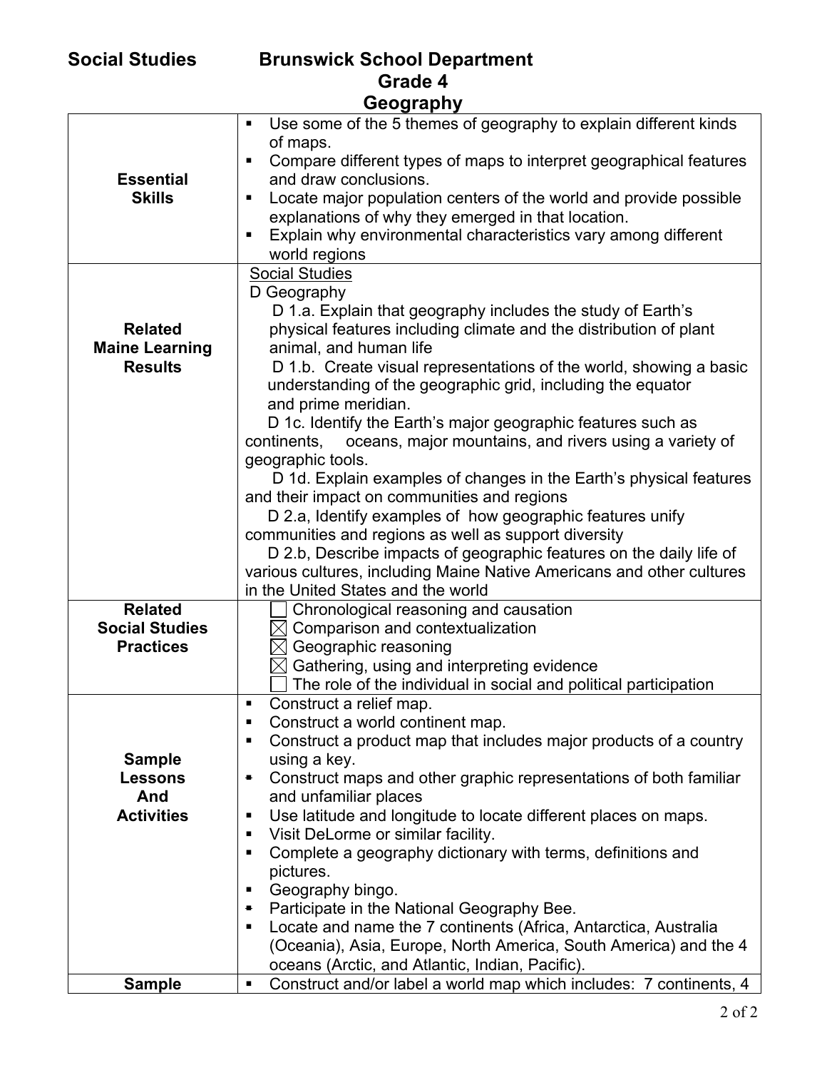**Social Studies** **Brunswick School Department**

**Grade 4**

**Geography**

| | |
|---|---|
| **Essential Skills** | ▪ Use some of the 5 themes of geography to explain different kinds of maps.<br>▪ Compare different types of maps to interpret geographical features and draw conclusions.<br>▪ Locate major population centers of the world and provide possible explanations of why they emerged in that location.<br>▪ Explain why environmental characteristics vary among different world regions |
| **Related Maine Learning Results** | Social Studies<br>D Geography<br>D 1.a. Explain that geography includes the study of Earth's physical features including climate and the distribution of plant animal, and human life<br>D 1.b. Create visual representations of the world, showing a basic understanding of the geographic grid, including the equator and prime meridian.<br>D 1c. Identify the Earth's major geographic features such as continents, oceans, major mountains, and rivers using a variety of geographic tools.<br>D 1d. Explain examples of changes in the Earth's physical features and their impact on communities and regions<br>D 2.a, Identify examples of how geographic features unify communities and regions as well as support diversity<br>D 2.b, Describe impacts of geographic features on the daily life of various cultures, including Maine Native Americans and other cultures in the United States and the world |
| **Related Social Studies Practices** | ☐ Chronological reasoning and causation<br>☒ Comparison and contextualization<br>☒ Geographic reasoning<br>☒ Gathering, using and interpreting evidence<br>☐ The role of the individual in social and political participation |
| **Sample Lessons And Activities** | ▪ Construct a relief map.<br>▪ Construct a world continent map.<br>▪ Construct a product map that includes major products of a country using a key.<br>▪ Construct maps and other graphic representations of both familiar and unfamiliar places<br>▪ Use latitude and longitude to locate different places on maps.<br>▪ Visit DeLorme or similar facility.<br>▪ Complete a geography dictionary with terms, definitions and pictures.<br>▪ Geography bingo.<br>▪ Participate in the National Geography Bee.<br>▪ Locate and name the 7 continents (Africa, Antarctica, Australia (Oceania), Asia, Europe, North America, South America) and the 4 oceans (Arctic, and Atlantic, Indian, Pacific). |
| **Sample** | ▪ Construct and/or label a world map which includes: 7 continents, 4 |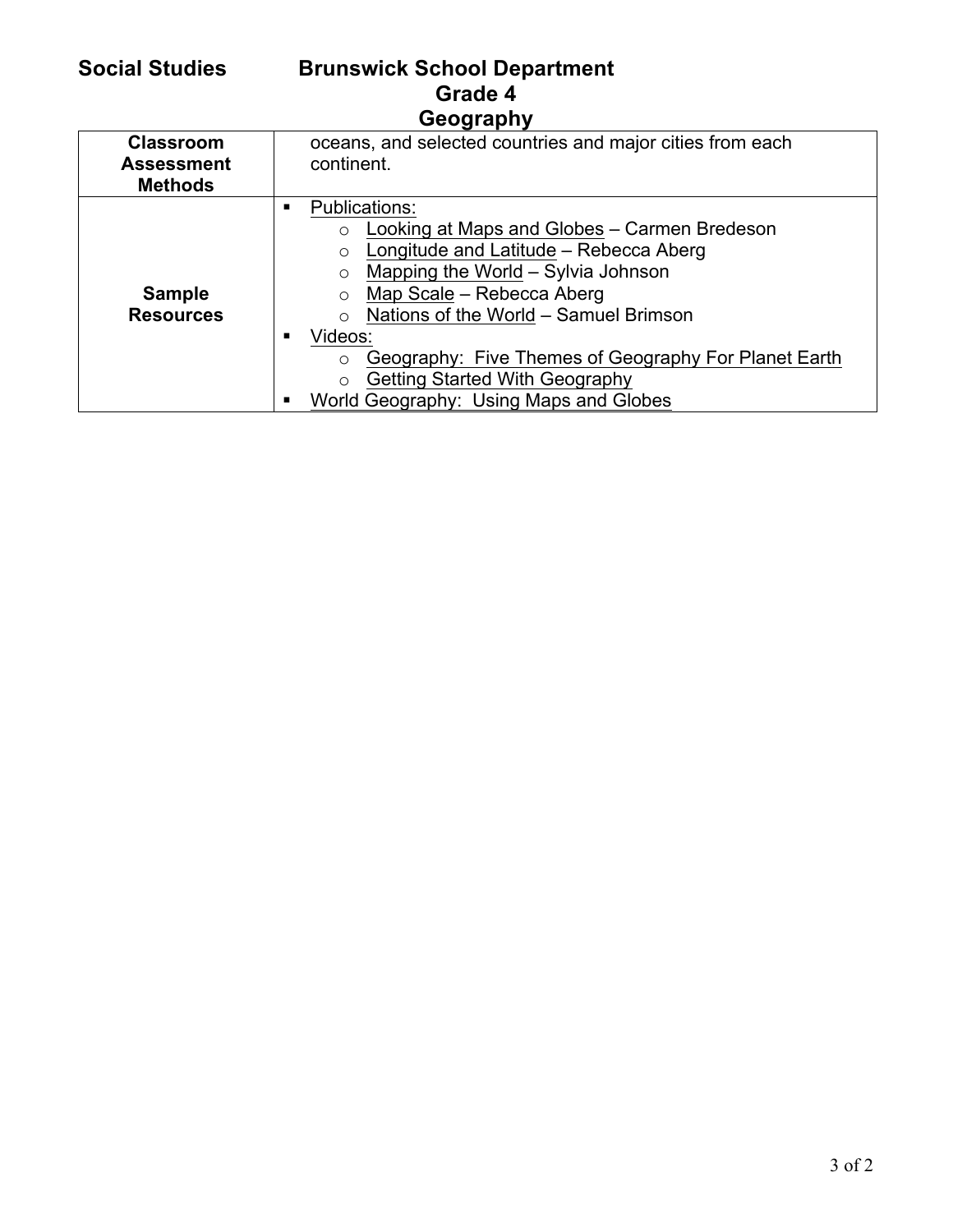| | |
|---|---|
| **Classroom Assessment Methods** | oceans, and selected countries and major cities from each continent. |
| **Sample Resources** | ▪ Publications:<br>○ Looking at Maps and Globes – Carmen Bredeson<br>○ Longitude and Latitude – Rebecca Aberg<br>○ Mapping the World – Sylvia Johnson<br>○ Map Scale – Rebecca Aberg<br>○ Nations of the World – Samuel Brimson<br>▪ Videos:<br>○ Geography: Five Themes of Geography For Planet Earth<br>○ Getting Started With Geography<br>▪ World Geography: Using Maps and Globes |